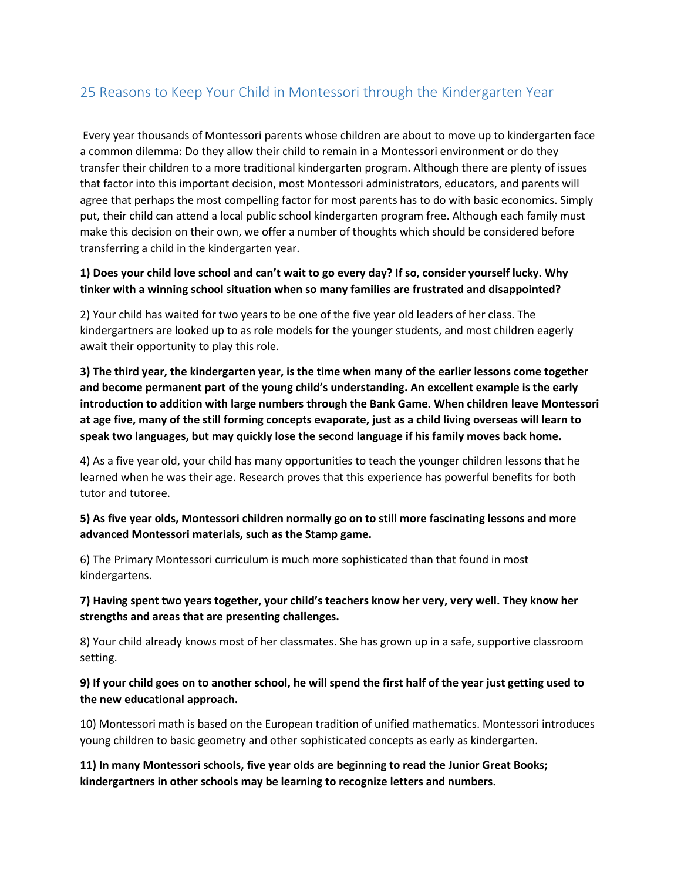# 25 Reasons to Keep Your Child in Montessori through the Kindergarten Year

Every year thousands of Montessori parents whose children are about to move up to kindergarten face a common dilemma: Do they allow their child to remain in a Montessori environment or do they transfer their children to a more traditional kindergarten program. Although there are plenty of issues that factor into this important decision, most Montessori administrators, educators, and parents will agree that perhaps the most compelling factor for most parents has to do with basic economics. Simply put, their child can attend a local public school kindergarten program free. Although each family must make this decision on their own, we offer a number of thoughts which should be considered before transferring a child in the kindergarten year.

**1) Does your child love school and can't wait to go every day? If so, consider yourself lucky. Why tinker with a winning school situation when so many families are frustrated and disappointed?**

2) Your child has waited for two years to be one of the five year old leaders of her class. The kindergartners are looked up to as role models for the younger students, and most children eagerly await their opportunity to play this role.

**3) The third year, the kindergarten year, is the time when many of the earlier lessons come together and become permanent part of the young child's understanding. An excellent example is the early introduction to addition with large numbers through the Bank Game. When children leave Montessori at age five, many of the still forming concepts evaporate, just as a child living overseas will learn to speak two languages, but may quickly lose the second language if his family moves back home.**

4) As a five year old, your child has many opportunities to teach the younger children lessons that he learned when he was their age. Research proves that this experience has powerful benefits for both tutor and tutoree.

**5) As five year olds, Montessori children normally go on to still more fascinating lessons and more advanced Montessori materials, such as the Stamp game.**

6) The Primary Montessori curriculum is much more sophisticated than that found in most kindergartens.

**7) Having spent two years together, your child's teachers know her very, very well. They know her strengths and areas that are presenting challenges.**

8) Your child already knows most of her classmates. She has grown up in a safe, supportive classroom setting.

**9) If your child goes on to another school, he will spend the first half of the year just getting used to the new educational approach.**

10) Montessori math is based on the European tradition of unified mathematics. Montessori introduces young children to basic geometry and other sophisticated concepts as early as kindergarten.

**11) In many Montessori schools, five year olds are beginning to read the Junior Great Books; kindergartners in other schools may be learning to recognize letters and numbers.**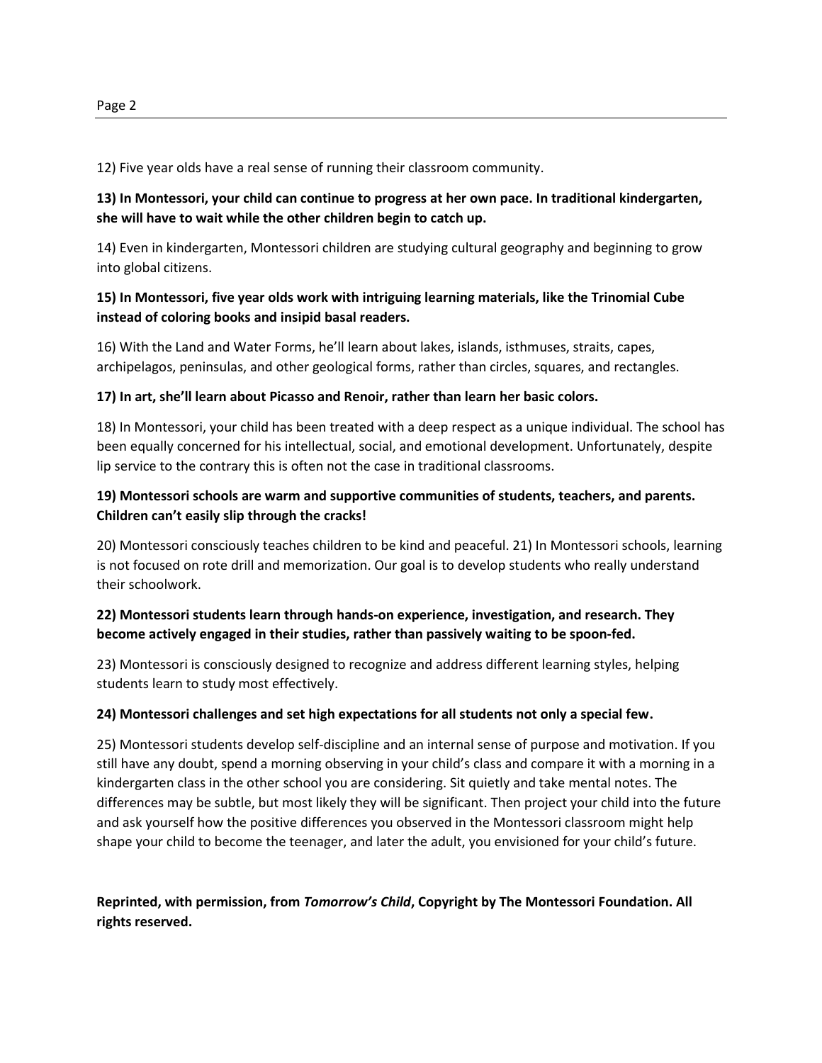12) Five year olds have a real sense of running their classroom community.

**13) In Montessori, your child can continue to progress at her own pace. In traditional kindergarten, she will have to wait while the other children begin to catch up.**

14) Even in kindergarten, Montessori children are studying cultural geography and beginning to grow into global citizens.

**15) In Montessori, five year olds work with intriguing learning materials, like the Trinomial Cube instead of coloring books and insipid basal readers.**

16) With the Land and Water Forms, he'll learn about lakes, islands, isthmuses, straits, capes, archipelagos, peninsulas, and other geological forms, rather than circles, squares, and rectangles.

**17) In art, she'll learn about Picasso and Renoir, rather than learn her basic colors.**

18) In Montessori, your child has been treated with a deep respect as a unique individual. The school has been equally concerned for his intellectual, social, and emotional development. Unfortunately, despite lip service to the contrary this is often not the case in traditional classrooms.

**19) Montessori schools are warm and supportive communities of students, teachers, and parents. Children can't easily slip through the cracks!**

20) Montessori consciously teaches children to be kind and peaceful. 21) In Montessori schools, learning is not focused on rote drill and memorization. Our goal is to develop students who really understand their schoolwork.

**22) Montessori students learn through hands-on experience, investigation, and research. They become actively engaged in their studies, rather than passively waiting to be spoon-fed.**

23) Montessori is consciously designed to recognize and address different learning styles, helping students learn to study most effectively.

**24) Montessori challenges and set high expectations for all students not only a special few.**

25) Montessori students develop self-discipline and an internal sense of purpose and motivation. If you still have any doubt, spend a morning observing in your child's class and compare it with a morning in a kindergarten class in the other school you are considering. Sit quietly and take mental notes. The differences may be subtle, but most likely they will be significant. Then project your child into the future and ask yourself how the positive differences you observed in the Montessori classroom might help shape your child to become the teenager, and later the adult, you envisioned for your child's future.

**Reprinted, with permission, from *Tomorrow's Child*, Copyright by The Montessori Foundation. All rights reserved.**